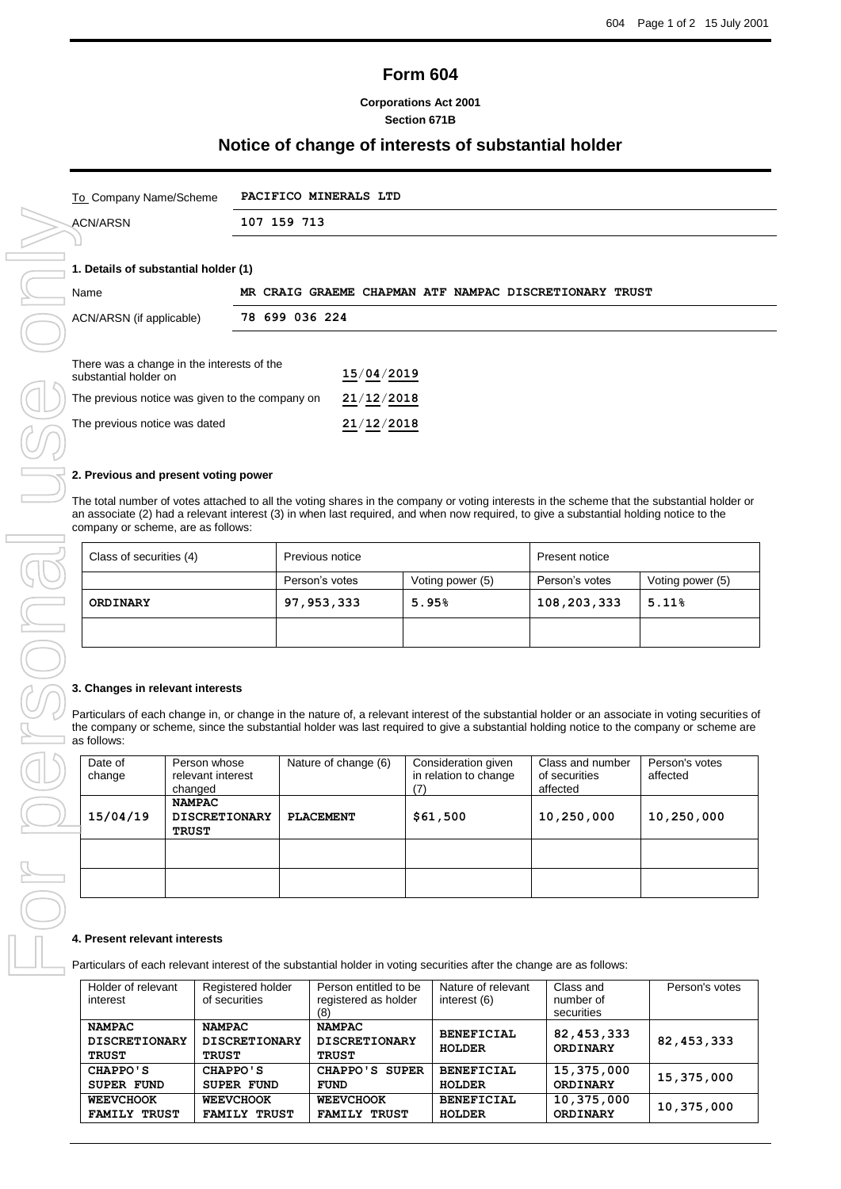# Form 604

**Corporations Act 2001**
**Section 671B**

## Notice of change of interests of substantial holder

| To Company Name/Scheme | **PACIFICO MINERALS LTD** |
|---|---|
| ACN/ARSN | **107 159 713** |

### 1. Details of substantial holder (1)

| Name | **MR CRAIG GRAEME CHAPMAN ATF NAMPAC DISCRETIONARY TRUST** |
|---|---|
| ACN/ARSN (if applicable) | **78 699 036 224** |

| | |
|---|---|
| There was a change in the interests of the substantial holder on | **15/04/2019** |
| The previous notice was given to the company on | **21/12/2018** |
| The previous notice was dated | **21/12/2018** |

### 2. Previous and present voting power

The total number of votes attached to all the voting shares in the company or voting interests in the scheme that the substantial holder or an associate (2) had a relevant interest (3) in when last required, and when now required, to give a substantial holding notice to the company or scheme, are as follows:

| Class of securities (4) | Previous notice | | Present notice | |
|---|---|---|---|---|
| | Person's votes | Voting power (5) | Person's votes | Voting power (5) |
| **ORDINARY** | **97,953,333** | **5.95%** | **108,203,333** | **5.11%** |
| | | | | |

### 3. Changes in relevant interests

Particulars of each change in, or change in the nature of, a relevant interest of the substantial holder or an associate in voting securities of the company or scheme, since the substantial holder was last required to give a substantial holding notice to the company or scheme are as follows:

| Date of change | Person whose relevant interest changed | Nature of change (6) | Consideration given in relation to change (7) | Class and number of securities affected | Person's votes affected |
|---|---|---|---|---|---|
| **15/04/19** | **NAMPAC DISCRETIONARY TRUST** | **PLACEMENT** | **$61,500** | **10,250,000** | **10,250,000** |
| | | | | | |
| | | | | | |

### 4. Present relevant interests

Particulars of each relevant interest of the substantial holder in voting securities after the change are as follows:

| Holder of relevant interest | Registered holder of securities | Person entitled to be registered as holder (8) | Nature of relevant interest (6) | Class and number of securities | Person's votes |
|---|---|---|---|---|---|
| **NAMPAC DISCRETIONARY TRUST** | **NAMPAC DISCRETIONARY TRUST** | **NAMPAC DISCRETIONARY TRUST** | **BENEFICIAL HOLDER** | **82,453,333 ORDINARY** | **82,453,333** |
| **CHAPPO'S SUPER FUND** | **CHAPPO'S SUPER FUND** | **CHAPPO'S SUPER FUND** | **BENEFICIAL HOLDER** | **15,375,000 ORDINARY** | **15,375,000** |
| **WEEVCHOOK FAMILY TRUST** | **WEEVCHOOK FAMILY TRUST** | **WEEVCHOOK FAMILY TRUST** | **BENEFICIAL HOLDER** | **10,375,000 ORDINARY** | **10,375,000** |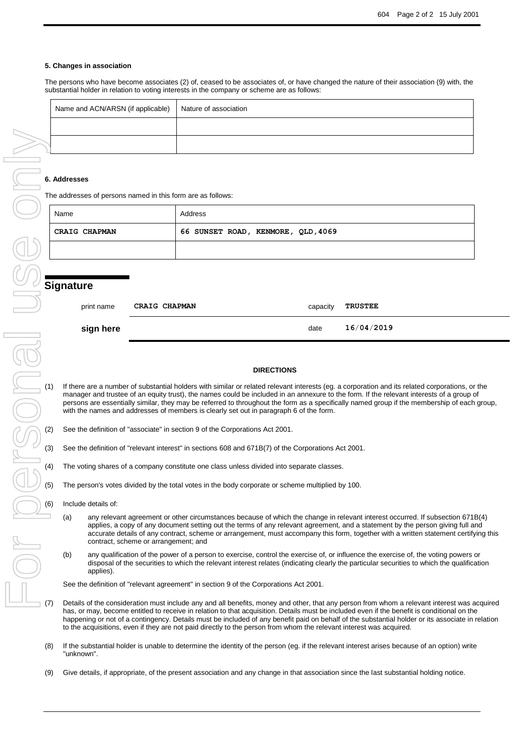### 5. Changes in association

The persons who have become associates (2) of, ceased to be associates of, or have changed the nature of their association (9) with, the substantial holder in relation to voting interests in the company or scheme are as follows:

| Name and ACN/ARSN (if applicable) | Nature of association |
|---|---|
| | |
| | |

### 6. Addresses

The addresses of persons named in this form are as follows:

| Name | Address |
|---|---|
| CRAIG CHAPMAN | 66 SUNSET ROAD, KENMORE, QLD,4069 |
| | |

## Signature

| | | | |
|---|---|---|---|
| print name | CRAIG CHAPMAN | capacity | TRUSTEE |
| **sign here** | | date | 16/04/2019 |

**DIRECTIONS**

(1) If there are a number of substantial holders with similar or related relevant interests (eg. a corporation and its related corporations, or the manager and trustee of an equity trust), the names could be included in an annexure to the form. If the relevant interests of a group of persons are essentially similar, they may be referred to throughout the form as a specifically named group if the membership of each group, with the names and addresses of members is clearly set out in paragraph 6 of the form.

(2) See the definition of "associate" in section 9 of the Corporations Act 2001.

(3) See the definition of "relevant interest" in sections 608 and 671B(7) of the Corporations Act 2001.

(4) The voting shares of a company constitute one class unless divided into separate classes.

(5) The person's votes divided by the total votes in the body corporate or scheme multiplied by 100.

(6) Include details of:

(a) any relevant agreement or other circumstances because of which the change in relevant interest occurred. If subsection 671B(4) applies, a copy of any document setting out the terms of any relevant agreement, and a statement by the person giving full and accurate details of any contract, scheme or arrangement, must accompany this form, together with a written statement certifying this contract, scheme or arrangement; and

(b) any qualification of the power of a person to exercise, control the exercise of, or influence the exercise of, the voting powers or disposal of the securities to which the relevant interest relates (indicating clearly the particular securities to which the qualification applies).

See the definition of "relevant agreement" in section 9 of the Corporations Act 2001.

(7) Details of the consideration must include any and all benefits, money and other, that any person from whom a relevant interest was acquired has, or may, become entitled to receive in relation to that acquisition. Details must be included even if the benefit is conditional on the happening or not of a contingency. Details must be included of any benefit paid on behalf of the substantial holder or its associate in relation to the acquisitions, even if they are not paid directly to the person from whom the relevant interest was acquired.

(8) If the substantial holder is unable to determine the identity of the person (eg. if the relevant interest arises because of an option) write "unknown".

(9) Give details, if appropriate, of the present association and any change in that association since the last substantial holding notice.